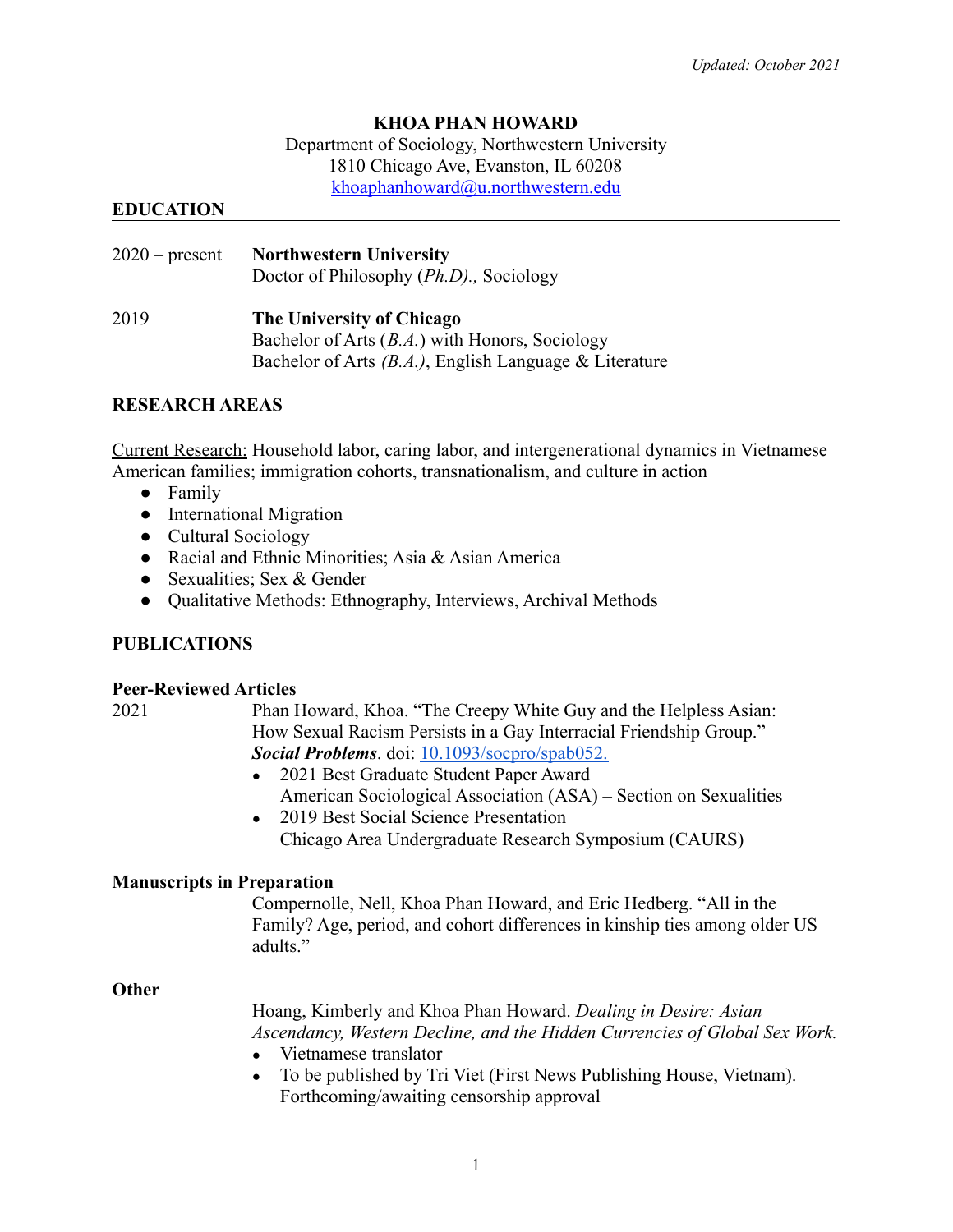*Updated: October 2021*

# KHOA PHAN HOWARD

Department of Sociology, Northwestern University
1810 Chicago Ave, Evanston, IL 60208
[khoaphanhoward@u.northwestern.edu](mailto:khoaphanhoward@u.northwestern.edu)

## EDUCATION

2020 – present **Northwestern University**
Doctor of Philosophy (*Ph.D*)., Sociology

2019 **The University of Chicago**
Bachelor of Arts (*B.A.*) with Honors, Sociology
Bachelor of Arts *(B.A.)*, English Language & Literature

## RESEARCH AREAS

Current Research: Household labor, caring labor, and intergenerational dynamics in Vietnamese American families; immigration cohorts, transnationalism, and culture in action

- Family
- International Migration
- Cultural Sociology
- Racial and Ethnic Minorities; Asia & Asian America
- Sexualities; Sex & Gender
- Qualitative Methods: Ethnography, Interviews, Archival Methods

## PUBLICATIONS

### Peer-Reviewed Articles

2021 Phan Howard, Khoa. "The Creepy White Guy and the Helpless Asian: How Sexual Racism Persists in a Gay Interracial Friendship Group." ***Social Problems***. doi: [10.1093/socpro/spab052.](https://doi.org/10.1093/socpro/spab052)

- 2021 Best Graduate Student Paper Award
  American Sociological Association (ASA) – Section on Sexualities
- 2019 Best Social Science Presentation
  Chicago Area Undergraduate Research Symposium (CAURS)

### Manuscripts in Preparation

Compernolle, Nell, Khoa Phan Howard, and Eric Hedberg. "All in the Family? Age, period, and cohort differences in kinship ties among older US adults."

### Other

Hoang, Kimberly and Khoa Phan Howard. *Dealing in Desire: Asian Ascendancy, Western Decline, and the Hidden Currencies of Global Sex Work.*

- Vietnamese translator
- To be published by Tri Viet (First News Publishing House, Vietnam). Forthcoming/awaiting censorship approval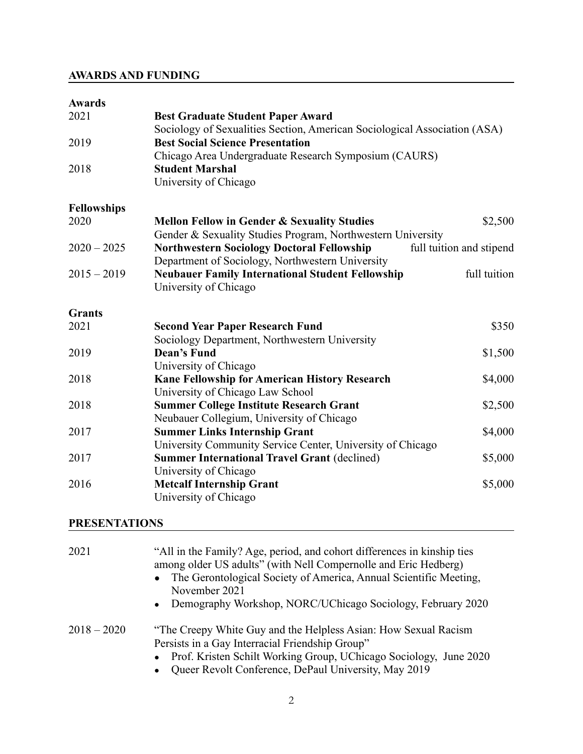## AWARDS AND FUNDING

### Awards

2021 — **Best Graduate Student Paper Award**
Sociology of Sexualities Section, American Sociological Association (ASA)

2019 — **Best Social Science Presentation**
Chicago Area Undergraduate Research Symposium (CAURS)

2018 — **Student Marshal**
University of Chicago

### Fellowships

2020 — **Mellon Fellow in Gender & Sexuality Studies** — $2,500
Gender & Sexuality Studies Program, Northwestern University

2020 – 2025 — **Northwestern Sociology Doctoral Fellowship** — full tuition and stipend
Department of Sociology, Northwestern University

2015 – 2019 — **Neubauer Family International Student Fellowship** — full tuition
University of Chicago

### Grants

2021 — **Second Year Paper Research Fund** — $350
Sociology Department, Northwestern University

2019 — **Dean's Fund** — $1,500
University of Chicago

2018 — **Kane Fellowship for American History Research** — $4,000
University of Chicago Law School

2018 — **Summer College Institute Research Grant** — $2,500
Neubauer Collegium, University of Chicago

2017 — **Summer Links Internship Grant** — $4,000
University Community Service Center, University of Chicago

2017 — **Summer International Travel Grant** (declined) — $5,000
University of Chicago

2016 — **Metcalf Internship Grant** — $5,000
University of Chicago

## PRESENTATIONS

2021 — "All in the Family? Age, period, and cohort differences in kinship ties among older US adults" (with Nell Compernolle and Eric Hedberg)

- The Gerontological Society of America, Annual Scientific Meeting, November 2021
- Demography Workshop, NORC/UChicago Sociology, February 2020

2018 – 2020 — "The Creepy White Guy and the Helpless Asian: How Sexual Racism Persists in a Gay Interracial Friendship Group"

- Prof. Kristen Schilt Working Group, UChicago Sociology, June 2020
- Queer Revolt Conference, DePaul University, May 2019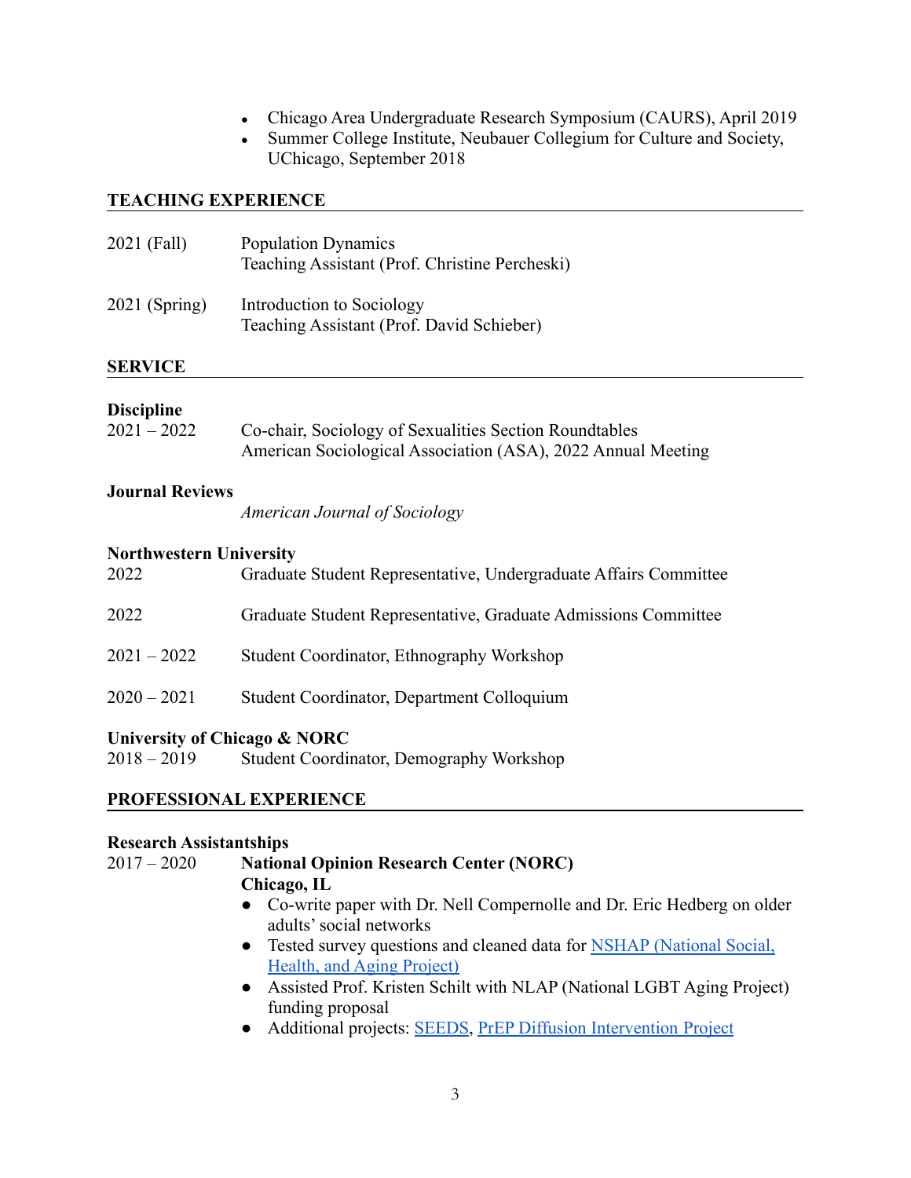- Chicago Area Undergraduate Research Symposium (CAURS), April 2019
- Summer College Institute, Neubauer Collegium for Culture and Society, UChicago, September 2018

## TEACHING EXPERIENCE

2021 (Fall) Population Dynamics
Teaching Assistant (Prof. Christine Percheski)

2021 (Spring) Introduction to Sociology
Teaching Assistant (Prof. David Schieber)

## SERVICE

**Discipline**

2021 – 2022 Co-chair, Sociology of Sexualities Section Roundtables
American Sociological Association (ASA), 2022 Annual Meeting

**Journal Reviews**

*American Journal of Sociology*

**Northwestern University**

2022 Graduate Student Representative, Undergraduate Affairs Committee

2022 Graduate Student Representative, Graduate Admissions Committee

2021 – 2022 Student Coordinator, Ethnography Workshop

2020 – 2021 Student Coordinator, Department Colloquium

**University of Chicago & NORC**

2018 – 2019 Student Coordinator, Demography Workshop

## PROFESSIONAL EXPERIENCE

**Research Assistantships**

2017 – 2020 **National Opinion Research Center (NORC)**
**Chicago, IL**

- Co-write paper with Dr. Nell Compernolle and Dr. Eric Hedberg on older adults' social networks
- Tested survey questions and cleaned data for NSHAP (National Social, Health, and Aging Project)
- Assisted Prof. Kristen Schilt with NLAP (National LGBT Aging Project) funding proposal
- Additional projects: SEEDS, PrEP Diffusion Intervention Project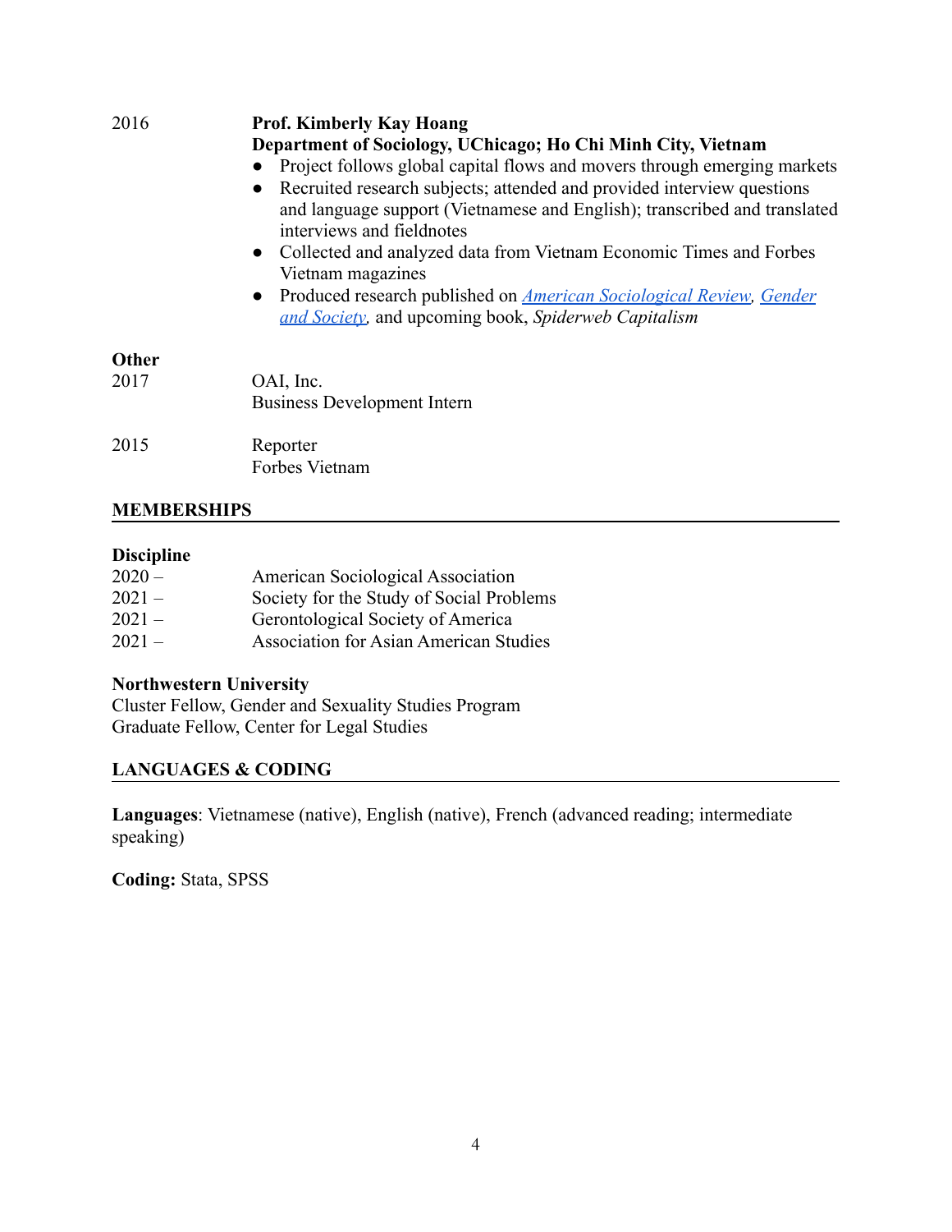2016 **Prof. Kimberly Kay Hoang**
**Department of Sociology, UChicago; Ho Chi Minh City, Vietnam**

- Project follows global capital flows and movers through emerging markets
- Recruited research subjects; attended and provided interview questions and language support (Vietnamese and English); transcribed and translated interviews and fieldnotes
- Collected and analyzed data from Vietnam Economic Times and Forbes Vietnam magazines
- Produced research published on *American Sociological Review*, *Gender and Society*, and upcoming book, *Spiderweb Capitalism*

**Other**

2017 OAI, Inc.
Business Development Intern

2015 Reporter
Forbes Vietnam

## MEMBERSHIPS

**Discipline**

2020 – American Sociological Association
2021 – Society for the Study of Social Problems
2021 – Gerontological Society of America
2021 – Association for Asian American Studies

**Northwestern University**

Cluster Fellow, Gender and Sexuality Studies Program
Graduate Fellow, Center for Legal Studies

## LANGUAGES & CODING

**Languages**: Vietnamese (native), English (native), French (advanced reading; intermediate speaking)

**Coding:** Stata, SPSS